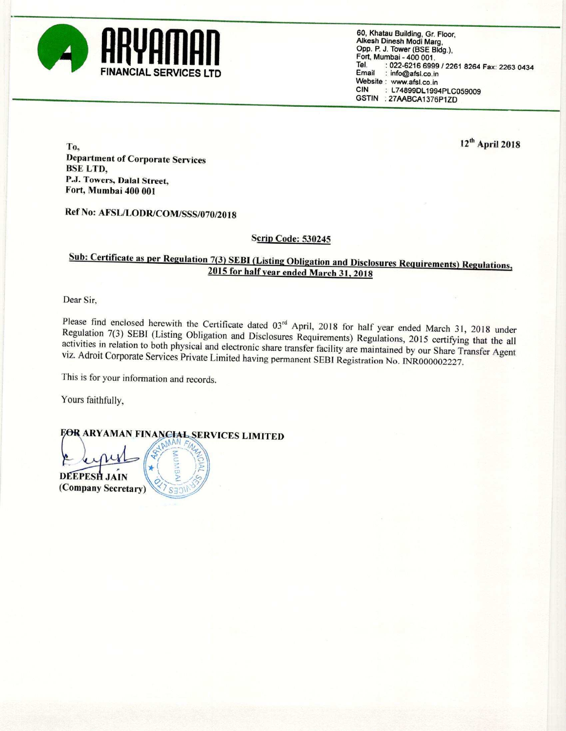# ARYAMAN FINANCIAL SERVICES LTD

60, Khatau Building, Gr. Floor,
Alkesh Dinesh Modi Marg,
Opp. P. J. Tower (BSE Bldg.),
Fort, Mumbai - 400 001.
Tel. : 022-6216 6999 / 2261 8264 Fax: 2263 0434
Email : info@afsl.co.in
Website : www.afsl.co.in
CIN : L74899DL1994PLC059009
GSTIN : 27AABCA1376P1ZD

12th April 2018

**To,**
**Department of Corporate Services**
**BSE LTD,**
**P.J. Towers, Dalal Street,**
**Fort, Mumbai 400 001**

**Ref No: AFSL/LODR/COM/SSS/070/2018**

**Scrip Code: 530245**

**Sub: Certificate as per Regulation 7(3) SEBI (Listing Obligation and Disclosures Requirements) Regulations, 2015 for half year ended March 31, 2018**

Dear Sir,

Please find enclosed herewith the Certificate dated 03rd April, 2018 for half year ended March 31, 2018 under Regulation 7(3) SEBI (Listing Obligation and Disclosures Requirements) Regulations, 2015 certifying that the all activities in relation to both physical and electronic share transfer facility are maintained by our Share Transfer Agent viz. Adroit Corporate Services Private Limited having permanent SEBI Registration No. INR000002227.

This is for your information and records.

Yours faithfully,

**FOR ARYAMAN FINANCIAL SERVICES LIMITED**

**DEEPESH JAIN**
**(Company Secretary)**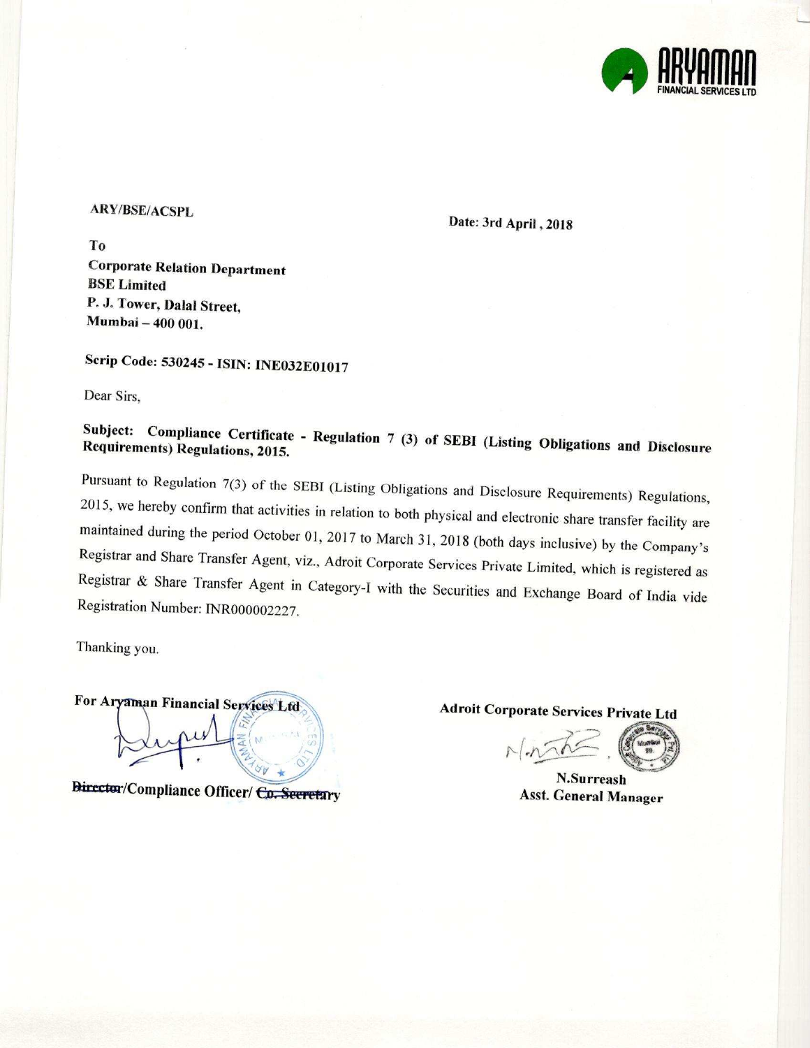ARYAMAN FINANCIAL SERVICES LTD

ARY/BSE/ACSPL

Date: 3rd April, 2018

To

**Corporate Relation Department**
**BSE Limited**
**P. J. Tower, Dalal Street,**
**Mumbai – 400 001.**

**Scrip Code: 530245 - ISIN: INE032E01017**

Dear Sirs,

**Subject: Compliance Certificate - Regulation 7 (3) of SEBI (Listing Obligations and Disclosure Requirements) Regulations, 2015.**

Pursuant to Regulation 7(3) of the SEBI (Listing Obligations and Disclosure Requirements) Regulations, 2015, we hereby confirm that activities in relation to both physical and electronic share transfer facility are maintained during the period October 01, 2017 to March 31, 2018 (both days inclusive) by the Company's Registrar and Share Transfer Agent, viz., Adroit Corporate Services Private Limited, which is registered as Registrar & Share Transfer Agent in Category-I with the Securities and Exchange Board of India vide Registration Number: INR000002227.

Thanking you.

**For Aryaman Financial Services Ltd**

~~Director~~/Compliance Officer/ ~~Co. Secretary~~

**Adroit Corporate Services Private Ltd**

**N.Surreash**
**Asst. General Manager**